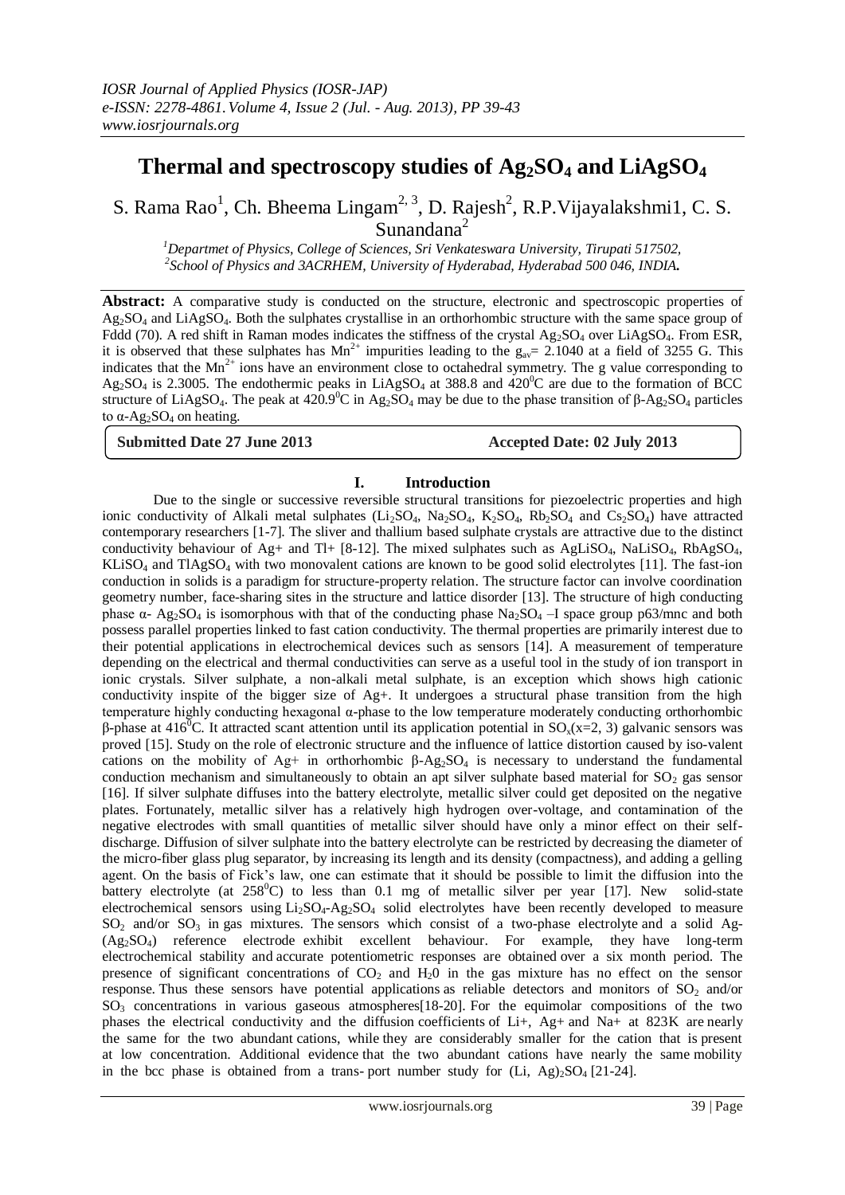# Thermal and spectroscopy studies of $Ag_2SO_4$ and $LiAgSO_4$

S. Rama Rao[1], Ch. Bheema Lingam[2, 3], D. Rajesh[2], R.P.Vijayalakshmi1, C. S. Sunandana[2]

*[1]Departmet of Physics, College of Sciences, Sri Venkateswara University, Tirupati 517502,*
*[2]School of Physics and 3ACRHEM, University of Hyderabad, Hyderabad 500 046, INDIA.*

**Abstract:** A comparative study is conducted on the structure, electronic and spectroscopic properties of $Ag_2SO_4$ and $LiAgSO_4$. Both the sulphates crystallise in an orthorhombic structure with the same space group of Fddd (70). A red shift in Raman modes indicates the stiffness of the crystal $Ag_2SO_4$ over $LiAgSO_4$. From ESR, it is observed that these sulphates has $Mn^{2+}$ impurities leading to the $g_{av}$= 2.1040 at a field of 3255 G. This indicates that the $Mn^{2+}$ ions have an environment close to octahedral symmetry. The g value corresponding to $Ag_2SO_4$ is 2.3005. The endothermic peaks in $LiAgSO_4$ at 388.8 and $420^0C$ are due to the formation of BCC structure of $LiAgSO_4$. The peak at $420.9^0C$ in $Ag_2SO_4$ may be due to the phase transition of β-$Ag_2SO_4$ particles to α-$Ag_2SO_4$ on heating.

**Submitted Date 27 June 2013** **Accepted Date: 02 July 2013**

## I. Introduction

Due to the single or successive reversible structural transitions for piezoelectric properties and high ionic conductivity of Alkali metal sulphates ($Li_2SO_4$, $Na_2SO_4$, $K_2SO_4$, $Rb_2SO_4$ and $Cs_2SO_4$) have attracted contemporary researchers [1-7]. The sliver and thallium based sulphate crystals are attractive due to the distinct conductivity behaviour of Ag+ and Tl+ [8-12]. The mixed sulphates such as $AgLiSO_4$, $NaLiSO_4$, $RbAgSO_4$, $KLiSO_4$ and $TlAgSO_4$ with two monovalent cations are known to be good solid electrolytes [11]. The fast-ion conduction in solids is a paradigm for structure-property relation. The structure factor can involve coordination geometry number, face-sharing sites in the structure and lattice disorder [13]. The structure of high conducting phase α- $Ag_2SO_4$ is isomorphous with that of the conducting phase $Na_2SO_4$ –I space group p63/mnc and both possess parallel properties linked to fast cation conductivity. The thermal properties are primarily interest due to their potential applications in electrochemical devices such as sensors [14]. A measurement of temperature depending on the electrical and thermal conductivities can serve as a useful tool in the study of ion transport in ionic crystals. Silver sulphate, a non-alkali metal sulphate, is an exception which shows high cationic conductivity inspite of the bigger size of Ag+. It undergoes a structural phase transition from the high temperature highly conducting hexagonal α-phase to the low temperature moderately conducting orthorhombic β-phase at $416^0C$. It attracted scant attention until its application potential in $SO_x$(x=2, 3) galvanic sensors was proved [15]. Study on the role of electronic structure and the influence of lattice distortion caused by iso-valent cations on the mobility of Ag+ in orthorhombic β-$Ag_2SO_4$ is necessary to understand the fundamental conduction mechanism and simultaneously to obtain an apt silver sulphate based material for $SO_2$ gas sensor [16]. If silver sulphate diffuses into the battery electrolyte, metallic silver could get deposited on the negative plates. Fortunately, metallic silver has a relatively high hydrogen over-voltage, and contamination of the negative electrodes with small quantities of metallic silver should have only a minor effect on their self-discharge. Diffusion of silver sulphate into the battery electrolyte can be restricted by decreasing the diameter of the micro-fiber glass plug separator, by increasing its length and its density (compactness), and adding a gelling agent. On the basis of Fick's law, one can estimate that it should be possible to limit the diffusion into the battery electrolyte (at $258^0C$) to less than 0.1 mg of metallic silver per year [17]. New solid-state electrochemical sensors using $Li_2SO_4$-$Ag_2SO_4$ solid electrolytes have been recently developed to measure $SO_2$ and/or $SO_3$ in gas mixtures. The sensors which consist of a two-phase electrolyte and a solid Ag-($Ag_2SO_4$) reference electrode exhibit excellent behaviour. For example, they have long-term electrochemical stability and accurate potentiometric responses are obtained over a six month period. The presence of significant concentrations of $CO_2$ and $H_20$ in the gas mixture has no effect on the sensor response. Thus these sensors have potential applications as reliable detectors and monitors of $SO_2$ and/or $SO_3$ concentrations in various gaseous atmospheres[18-20]. For the equimolar compositions of the two phases the electrical conductivity and the diffusion coefficients of Li+, Ag+ and Na+ at 823K are nearly the same for the two abundant cations, while they are considerably smaller for the cation that is present at low concentration. Additional evidence that the two abundant cations have nearly the same mobility in the bcc phase is obtained from a trans- port number study for $(Li, Ag)_2SO_4$ [21-24].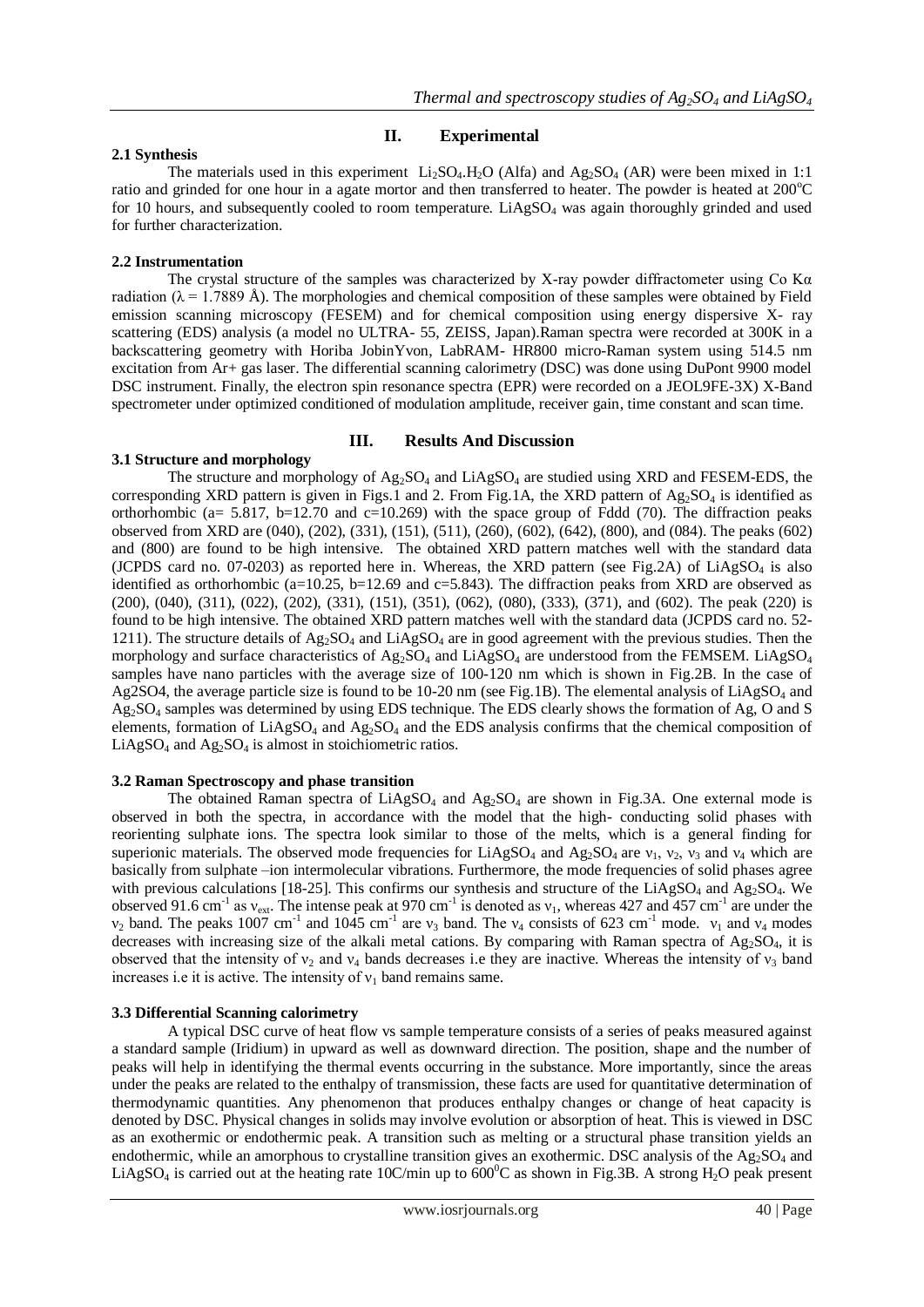## II. Experimental

### 2.1 Synthesis

The materials used in this experiment $Li_2SO_4.H_2O$ (Alfa) and $Ag_2SO_4$ (AR) were been mixed in 1:1 ratio and grinded for one hour in a agate mortor and then transferred to heater. The powder is heated at 200°C for 10 hours, and subsequently cooled to room temperature. $LiAgSO_4$ was again thoroughly grinded and used for further characterization.

### 2.2 Instrumentation

The crystal structure of the samples was characterized by X-ray powder diffractometer using Co Kα radiation (λ = 1.7889 Å). The morphologies and chemical composition of these samples were obtained by Field emission scanning microscopy (FESEM) and for chemical composition using energy dispersive X- ray scattering (EDS) analysis (a model no ULTRA- 55, ZEISS, Japan).Raman spectra were recorded at 300K in a backscattering geometry with Horiba JobinYvon, LabRAM- HR800 micro-Raman system using 514.5 nm excitation from Ar+ gas laser. The differential scanning calorimetry (DSC) was done using DuPont 9900 model DSC instrument. Finally, the electron spin resonance spectra (EPR) were recorded on a JEOL9FE-3X) X-Band spectrometer under optimized conditioned of modulation amplitude, receiver gain, time constant and scan time.

## III. Results And Discussion

### 3.1 Structure and morphology

The structure and morphology of $Ag_2SO_4$ and $LiAgSO_4$ are studied using XRD and FESEM-EDS, the corresponding XRD pattern is given in Figs.1 and 2. From Fig.1A, the XRD pattern of $Ag_2SO_4$ is identified as orthorhombic (a= 5.817, b=12.70 and c=10.269) with the space group of Fddd (70). The diffraction peaks observed from XRD are (040), (202), (331), (151), (511), (260), (602), (642), (800), and (084). The peaks (602) and (800) are found to be high intensive. The obtained XRD pattern matches well with the standard data (JCPDS card no. 07-0203) as reported here in. Whereas, the XRD pattern (see Fig.2A) of $LiAgSO_4$ is also identified as orthorhombic (a=10.25, b=12.69 and c=5.843). The diffraction peaks from XRD are observed as (200), (040), (311), (022), (202), (331), (151), (351), (062), (080), (333), (371), and (602). The peak (220) is found to be high intensive. The obtained XRD pattern matches well with the standard data (JCPDS card no. 52-1211). The structure details of $Ag_2SO_4$ and $LiAgSO_4$ are in good agreement with the previous studies. Then the morphology and surface characteristics of $Ag_2SO_4$ and $LiAgSO_4$ are understood from the FEMSEM. $LiAgSO_4$ samples have nano particles with the average size of 100-120 nm which is shown in Fig.2B. In the case of Ag2SO4, the average particle size is found to be 10-20 nm (see Fig.1B). The elemental analysis of $LiAgSO_4$ and $Ag_2SO_4$ samples was determined by using EDS technique. The EDS clearly shows the formation of Ag, O and S elements, formation of $LiAgSO_4$ and $Ag_2SO_4$ and the EDS analysis confirms that the chemical composition of $LiAgSO_4$ and $Ag_2SO_4$ is almost in stoichiometric ratios.

### 3.2 Raman Spectroscopy and phase transition

The obtained Raman spectra of $LiAgSO_4$ and $Ag_2SO_4$ are shown in Fig.3A. One external mode is observed in both the spectra, in accordance with the model that the high- conducting solid phases with reorienting sulphate ions. The spectra look similar to those of the melts, which is a general finding for superionic materials. The observed mode frequencies for $LiAgSO_4$ and $Ag_2SO_4$ are $\nu_1$, $\nu_2$, $\nu_3$ and $\nu_4$ which are basically from sulphate –ion intermolecular vibrations. Furthermore, the mode frequencies of solid phases agree with previous calculations [18-25]. This confirms our synthesis and structure of the $LiAgSO_4$ and $Ag_2SO_4$. We observed 91.6 $cm^{-1}$ as $\nu_{ext}$. The intense peak at 970 $cm^{-1}$ is denoted as $\nu_1$, whereas 427 and 457 $cm^{-1}$ are under the $\nu_2$ band. The peaks 1007 $cm^{-1}$ and 1045 $cm^{-1}$ are $\nu_3$ band. The $\nu_4$ consists of 623 $cm^{-1}$ mode. $\nu_1$ and $\nu_4$ modes decreases with increasing size of the alkali metal cations. By comparing with Raman spectra of $Ag_2SO_4$, it is observed that the intensity of $\nu_2$ and $\nu_4$ bands decreases i.e they are inactive. Whereas the intensity of $\nu_3$ band increases i.e it is active. The intensity of $\nu_1$ band remains same.

### 3.3 Differential Scanning calorimetry

A typical DSC curve of heat flow vs sample temperature consists of a series of peaks measured against a standard sample (Iridium) in upward as well as downward direction. The position, shape and the number of peaks will help in identifying the thermal events occurring in the substance. More importantly, since the areas under the peaks are related to the enthalpy of transmission, these facts are used for quantitative determination of thermodynamic quantities. Any phenomenon that produces enthalpy changes or change of heat capacity is denoted by DSC. Physical changes in solids may involve evolution or absorption of heat. This is viewed in DSC as an exothermic or endothermic peak. A transition such as melting or a structural phase transition yields an endothermic, while an amorphous to crystalline transition gives an exothermic. DSC analysis of the $Ag_2SO_4$ and $LiAgSO_4$ is carried out at the heating rate 10C/min up to 600°C as shown in Fig.3B. A strong $H_2O$ peak present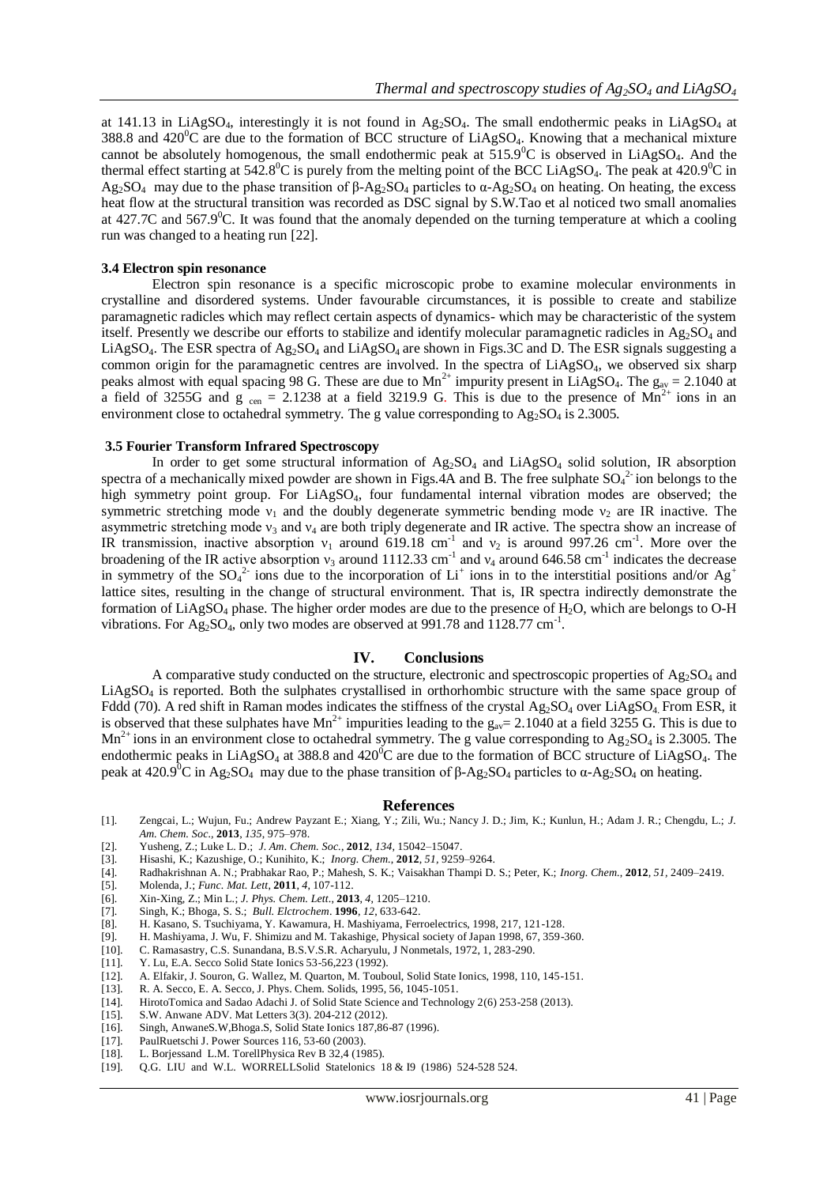at 141.13 in $LiAgSO_4$, interestingly it is not found in $Ag_2SO_4$. The small endothermic peaks in $LiAgSO_4$ at 388.8 and $420^0C$ are due to the formation of BCC structure of $LiAgSO_4$. Knowing that a mechanical mixture cannot be absolutely homogenous, the small endothermic peak at $515.9^0C$ is observed in $LiAgSO_4$. And the thermal effect starting at $542.8^0C$ is purely from the melting point of the BCC $LiAgSO_4$. The peak at $420.9^0C$ in $Ag_2SO_4$ may due to the phase transition of β-$Ag_2SO_4$ particles to α-$Ag_2SO_4$ on heating. On heating, the excess heat flow at the structural transition was recorded as DSC signal by S.W.Tao et al noticed two small anomalies at 427.7C and $567.9^0C$. It was found that the anomaly depended on the turning temperature at which a cooling run was changed to a heating run [22].

### 3.4 Electron spin resonance

Electron spin resonance is a specific microscopic probe to examine molecular environments in crystalline and disordered systems. Under favourable circumstances, it is possible to create and stabilize paramagnetic radicles which may reflect certain aspects of dynamics- which may be characteristic of the system itself. Presently we describe our efforts to stabilize and identify molecular paramagnetic radicles in $Ag_2SO_4$ and $LiAgSO_4$. The ESR spectra of $Ag_2SO_4$ and $LiAgSO_4$ are shown in Figs.3C and D. The ESR signals suggesting a common origin for the paramagnetic centres are involved. In the spectra of $LiAgSO_4$, we observed six sharp peaks almost with equal spacing 98 G. These are due to $Mn^{2+}$ impurity present in $LiAgSO_4$. The $g_{av} = 2.1040$ at a field of 3255G and $g_{cen} = 2.1238$ at a field 3219.9 G. This is due to the presence of $Mn^{2+}$ ions in an environment close to octahedral symmetry. The g value corresponding to $Ag_2SO_4$ is 2.3005.

### 3.5 Fourier Transform Infrared Spectroscopy

In order to get some structural information of $Ag_2SO_4$ and $LiAgSO_4$ solid solution, IR absorption spectra of a mechanically mixed powder are shown in Figs.4A and B. The free sulphate $SO_4^{2-}$ ion belongs to the high symmetry point group. For $LiAgSO_4$, four fundamental internal vibration modes are observed; the symmetric stretching mode $\nu_1$ and the doubly degenerate symmetric bending mode $\nu_2$ are IR inactive. The asymmetric stretching mode $\nu_3$ and $\nu_4$ are both triply degenerate and IR active. The spectra show an increase of IR transmission, inactive absorption $\nu_1$ around 619.18 $cm^{-1}$ and $\nu_2$ is around 997.26 $cm^{-1}$. More over the broadening of the IR active absorption $\nu_3$ around 1112.33 $cm^{-1}$ and $\nu_4$ around 646.58 $cm^{-1}$ indicates the decrease in symmetry of the $SO_4^{2-}$ ions due to the incorporation of $Li^+$ ions in to the interstitial positions and/or $Ag^+$ lattice sites, resulting in the change of structural environment. That is, IR spectra indirectly demonstrate the formation of $LiAgSO_4$ phase. The higher order modes are due to the presence of $H_2O$, which are belongs to O-H vibrations. For $Ag_2SO_4$, only two modes are observed at 991.78 and 1128.77 $cm^{-1}$.

## IV. Conclusions

A comparative study conducted on the structure, electronic and spectroscopic properties of $Ag_2SO_4$ and $LiAgSO_4$ is reported. Both the sulphates crystallised in orthorhombic structure with the same space group of Fddd (70). A red shift in Raman modes indicates the stiffness of the crystal $Ag_2SO_4$ over $LiAgSO_4$. From ESR, it is observed that these sulphates have $Mn^{2+}$ impurities leading to the $g_{av}= 2.1040$ at a field 3255 G. This is due to $Mn^{2+}$ ions in an environment close to octahedral symmetry. The g value corresponding to $Ag_2SO_4$ is 2.3005. The endothermic peaks in $LiAgSO_4$ at 388.8 and $420^0C$ are due to the formation of BCC structure of $LiAgSO_4$. The peak at $420.9^0C$ in $Ag_2SO_4$ may due to the phase transition of β-$Ag_2SO_4$ particles to α-$Ag_2SO_4$ on heating.

## References

[1]. Zengcai, L.; Wujun, Fu.; Andrew Payzant E.; Xiang, Y.; Zili, Wu.; Nancy J. D.; Jim, K.; Kunlun, H.; Adam J. R.; Chengdu, L.; *J. Am. Chem. Soc*., **2013**, *135*, 975–978.

[2]. Yusheng, Z.; Luke L. D.; *J. Am. Chem. Soc.*, **2012**, *134*, 15042–15047.

[3]. Hisashi, K.; Kazushige, O.; Kunihito, K.; *Inorg. Chem.*, **2012**, *51*, 9259–9264.

[4]. Radhakrishnan A. N.; Prabhakar Rao, P.; Mahesh, S. K.; Vaisakhan Thampi D. S.; Peter, K.; *Inorg. Chem.*, **2012**, *51*, 2409–2419.

[5]. Molenda, J.; *Func. Mat. Lett*, **2011**, *4*, 107-112.

[6]. Xin-Xing, Z.; Min L.; *J. Phys. Chem. Lett*., **2013**, *4*, 1205–1210.

[7]. Singh, K.; Bhoga, S. S.; *Bull. Elctrochem*. **1996**, *12*, 633-642.

[8]. H. Kasano, S. Tsuchiyama, Y. Kawamura, H. Mashiyama, Ferroelectrics, 1998, 217, 121-128.

[9]. H. Mashiyama, J. Wu, F. Shimizu and M. Takashige, Physical society of Japan 1998, 67, 359-360.

[10]. C. Ramasastry, C.S. Sunandana, B.S.V.S.R. Acharyulu, J Nonmetals, 1972, 1, 283-290.

[11]. Y. Lu, E.A. Secco Solid State Ionics 53-56,223 (1992).

[12]. A. Elfakir, J. Souron, G. Wallez, M. Quarton, M. Touboul, Solid State Ionics, 1998, 110, 145-151.

[13]. R. A. Secco, E. A. Secco, J. Phys. Chem. Solids, 1995, 56, 1045-1051.

[14]. HirotoTomica and Sadao Adachi J. of Solid State Science and Technology 2(6) 253-258 (2013).

[15]. S.W. Anwane ADV. Mat Letters 3(3). 204-212 (2012).

[16]. Singh, AnwaneS.W,Bhoga.S, Solid State Ionics 187,86-87 (1996).

[17]. PaulRuetschi J. Power Sources 116, 53-60 (2003).

[18]. L. Borjessand L.M. TorellPhysica Rev B 32,4 (1985).

[19]. Q.G. LIU and W.L. WORRELLSolid Statelonics 18 & I9 (1986) 524-528 524.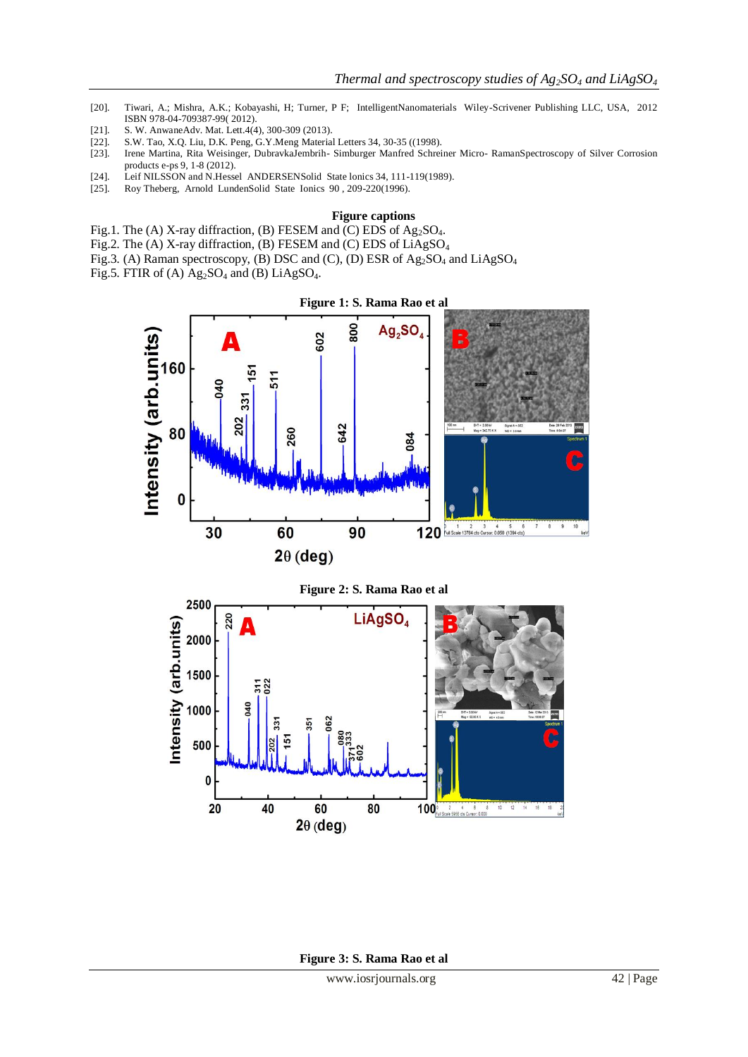[20]. Tiwari, A.; Mishra, A.K.; Kobayashi, H; Turner, P F; IntelligentNanomaterials Wiley-Scrivener Publishing LLC, USA, 2012 ISBN 978-04-709387-99( 2012).

[21]. S. W. AnwaneAdv. Mat. Lett.4(4), 300-309 (2013).

[22]. S.W. Tao, X.Q. Liu, D.K. Peng, G.Y.Meng Material Letters 34, 30-35 ((1998).

[23]. Irene Martina, Rita Weisinger, DubravkaJembrih- Simburger Manfred Schreiner Micro- RamanSpectroscopy of Silver Corrosion products e-ps 9, 1-8 (2012).

[24]. Leif NILSSON and N.Hessel ANDERSENSolid State lonics 34, 111-119(1989).

[25]. Roy Theberg, Arnold LundenSolid State Ionics 90 , 209-220(1996).

## Figure captions

Fig.1. The (A) X-ray diffraction, (B) FESEM and (C) EDS of $Ag_2SO_4$.

Fig.2. The (A) X-ray diffraction, (B) FESEM and (C) EDS of $LiAgSO_4$

Fig.3. (A) Raman spectroscopy, (B) DSC and (C), (D) ESR of $Ag_2SO_4$ and $LiAgSO_4$

Fig.5. FTIR of (A) $Ag_2SO_4$ and (B) $LiAgSO_4$.

**Figure 1: S. Rama Rao et al**

**Figure 2: S. Rama Rao et al**

**Figure 3: S. Rama Rao et al**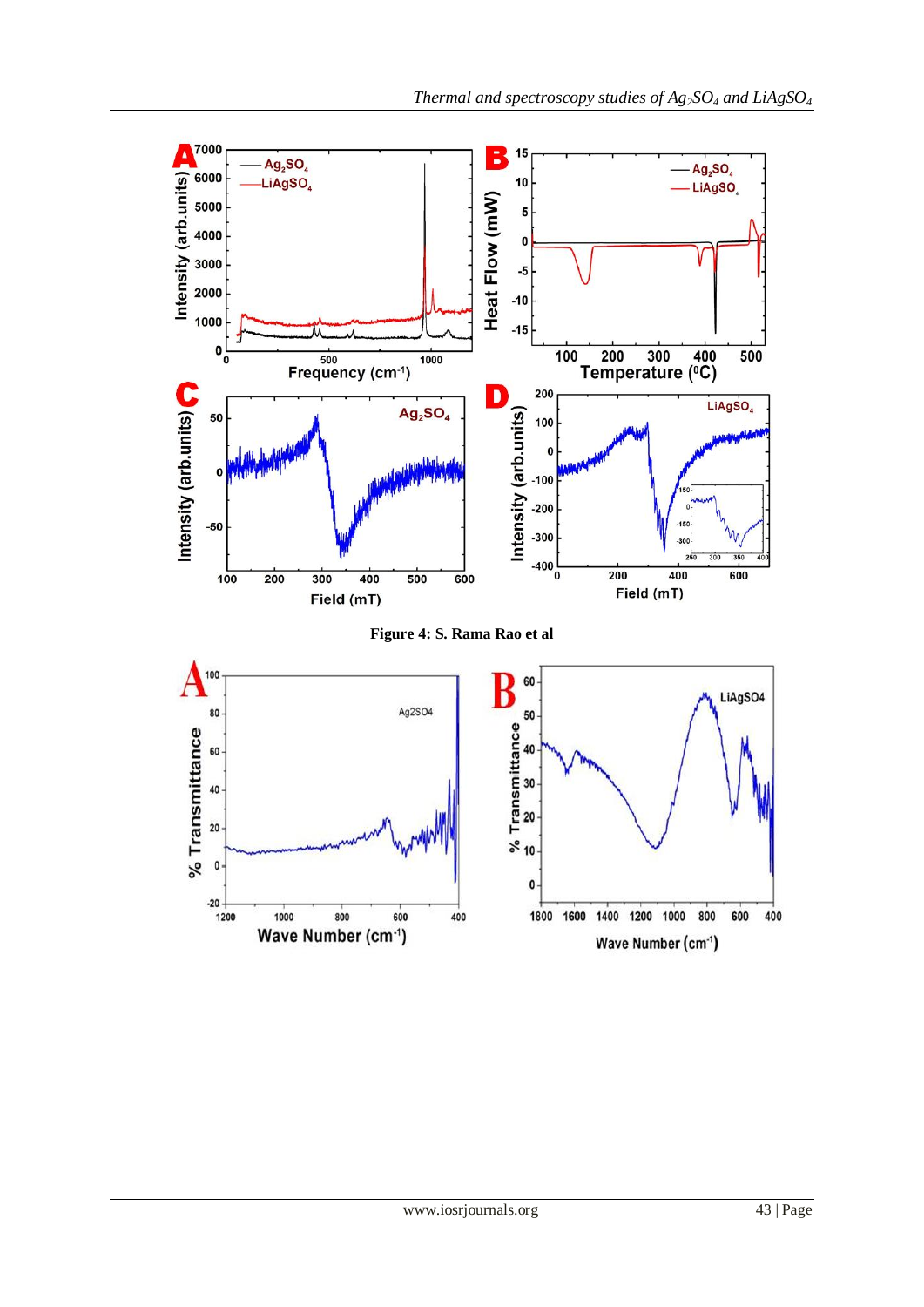A
7000
6000
5000
4000
3000
2000
1000
0
Intensity (arb.units)
Ag2SO4
LiAgSO4
0
500
1000
Frequency (cm-1)

B
15
10
5
0
-5
-10
-15
Heat Flow (mW)
Ag2SO4
LiAgSO4
100
200
300
400
500
Temperature (0C)

C
50
0
-50
Intensity (arb.units)
Ag2SO4
100
200
300
400
500
600
Field (mT)

D
200
100
0
-100
-200
-300
-400
Intensity (arb.units)
LiAgSO4
150
0
-150
-300
250
300
350
400
0
200
400
600
Field (mT)

**Figure 4: S. Rama Rao et al**

A
100
80
60
40
20
0
-20
% Transmittance
Ag2SO4
1200
1000
800
600
400
Wave Number (cm-1)

B
60
50
40
30
20
10
0
% Transmittance
LiAgSO4
1800
1600
1400
1200
1000
800
600
400
Wave Number (cm-1)